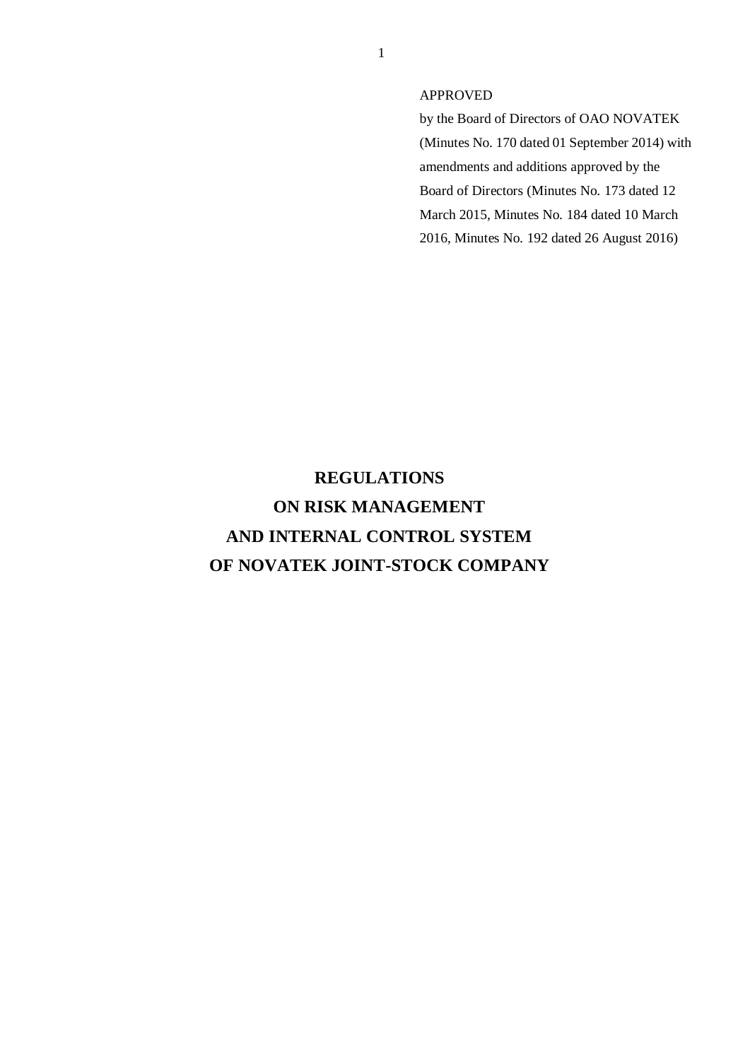APPROVED

by the Board of Directors of OAO NOVATEK (Minutes No. 170 dated 01 September 2014) with amendments and additions approved by the Board of Directors (Minutes No. 173 dated 12 March 2015, Minutes No. 184 dated 10 March 2016, Minutes No. 192 dated 26 August 2016)

# REGULATIONS
# ON RISK MANAGEMENT
# AND INTERNAL CONTROL SYSTEM
# OF NOVATEK JOINT-STOCK COMPANY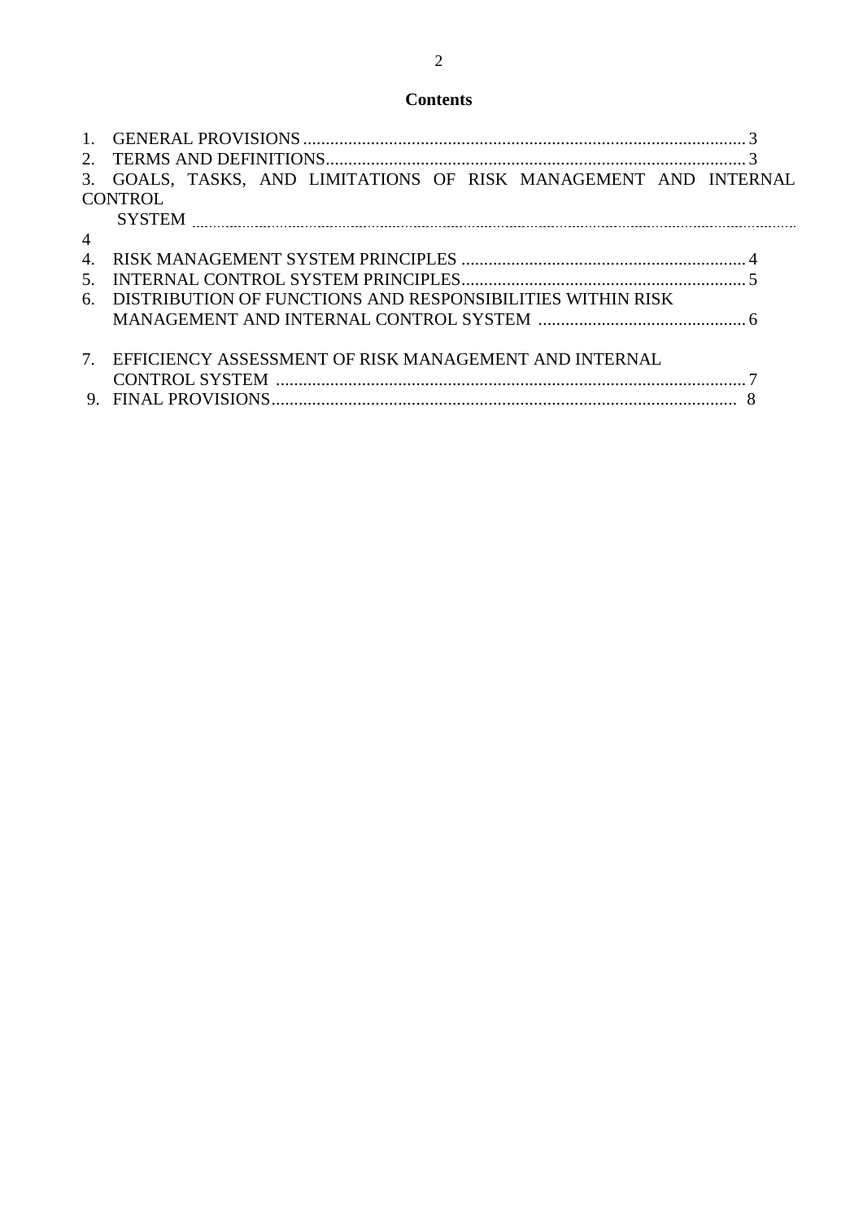**Contents**

1. GENERAL PROVISIONS ................................................................................................ 3
2. TERMS AND DEFINITIONS............................................................................................ 3
3. GOALS, TASKS, AND LIMITATIONS OF RISK MANAGEMENT AND INTERNAL CONTROL SYSTEM ........................................................................................................ 4
4. RISK MANAGEMENT SYSTEM PRINCIPLES ............................................................... 4
5. INTERNAL CONTROL SYSTEM PRINCIPLES............................................................... 5
6. DISTRIBUTION OF FUNCTIONS AND RESPONSIBILITIES WITHIN RISK MANAGEMENT AND INTERNAL CONTROL SYSTEM .............................................. 6
7. EFFICIENCY ASSESSMENT OF RISK MANAGEMENT AND INTERNAL CONTROL SYSTEM ........................................................................................................ 7
9. FINAL PROVISIONS...................................................................................................... 8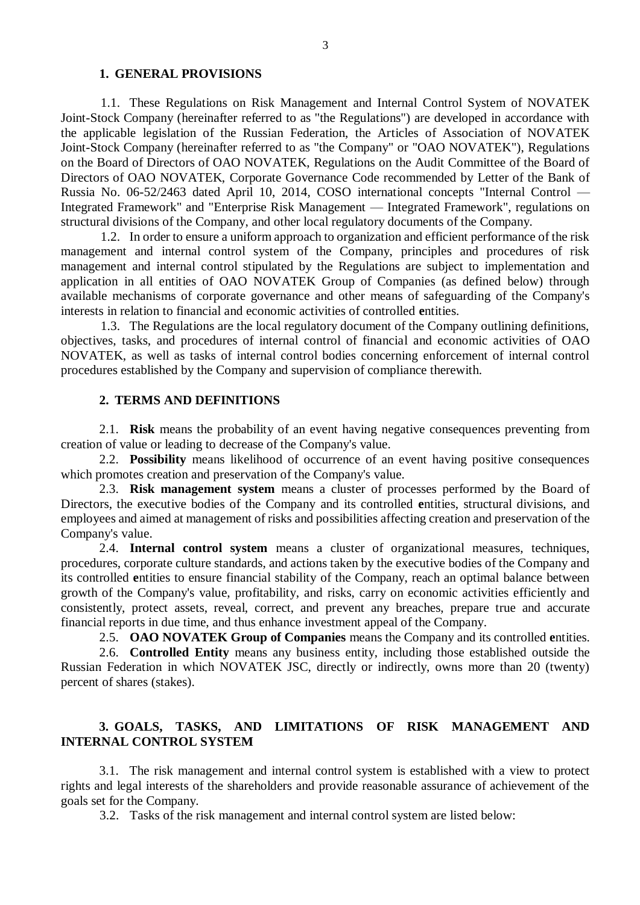## 1. GENERAL PROVISIONS

1.1. These Regulations on Risk Management and Internal Control System of NOVATEK Joint-Stock Company (hereinafter referred to as "the Regulations") are developed in accordance with the applicable legislation of the Russian Federation, the Articles of Association of NOVATEK Joint-Stock Company (hereinafter referred to as "the Company" or "OAO NOVATEK"), Regulations on the Board of Directors of OAO NOVATEK, Regulations on the Audit Committee of the Board of Directors of OAO NOVATEK, Corporate Governance Code recommended by Letter of the Bank of Russia No. 06-52/2463 dated April 10, 2014, COSO international concepts "Internal Control — Integrated Framework" and "Enterprise Risk Management — Integrated Framework", regulations on structural divisions of the Company, and other local regulatory documents of the Company.

1.2. In order to ensure a uniform approach to organization and efficient performance of the risk management and internal control system of the Company, principles and procedures of risk management and internal control stipulated by the Regulations are subject to implementation and application in all entities of OAO NOVATEK Group of Companies (as defined below) through available mechanisms of corporate governance and other means of safeguarding of the Company's interests in relation to financial and economic activities of controlled entities.

1.3. The Regulations are the local regulatory document of the Company outlining definitions, objectives, tasks, and procedures of internal control of financial and economic activities of OAO NOVATEK, as well as tasks of internal control bodies concerning enforcement of internal control procedures established by the Company and supervision of compliance therewith.

## 2. TERMS AND DEFINITIONS

2.1. **Risk** means the probability of an event having negative consequences preventing from creation of value or leading to decrease of the Company's value.

2.2. **Possibility** means likelihood of occurrence of an event having positive consequences which promotes creation and preservation of the Company's value.

2.3. **Risk management system** means a cluster of processes performed by the Board of Directors, the executive bodies of the Company and its controlled entities, structural divisions, and employees and aimed at management of risks and possibilities affecting creation and preservation of the Company's value.

2.4. **Internal control system** means a cluster of organizational measures, techniques, procedures, corporate culture standards, and actions taken by the executive bodies of the Company and its controlled entities to ensure financial stability of the Company, reach an optimal balance between growth of the Company's value, profitability, and risks, carry on economic activities efficiently and consistently, protect assets, reveal, correct, and prevent any breaches, prepare true and accurate financial reports in due time, and thus enhance investment appeal of the Company.

2.5. **OAO NOVATEK Group of Companies** means the Company and its controlled entities.

2.6. **Controlled Entity** means any business entity, including those established outside the Russian Federation in which NOVATEK JSC, directly or indirectly, owns more than 20 (twenty) percent of shares (stakes).

## 3. GOALS, TASKS, AND LIMITATIONS OF RISK MANAGEMENT AND INTERNAL CONTROL SYSTEM

3.1. The risk management and internal control system is established with a view to protect rights and legal interests of the shareholders and provide reasonable assurance of achievement of the goals set for the Company.

3.2. Tasks of the risk management and internal control system are listed below: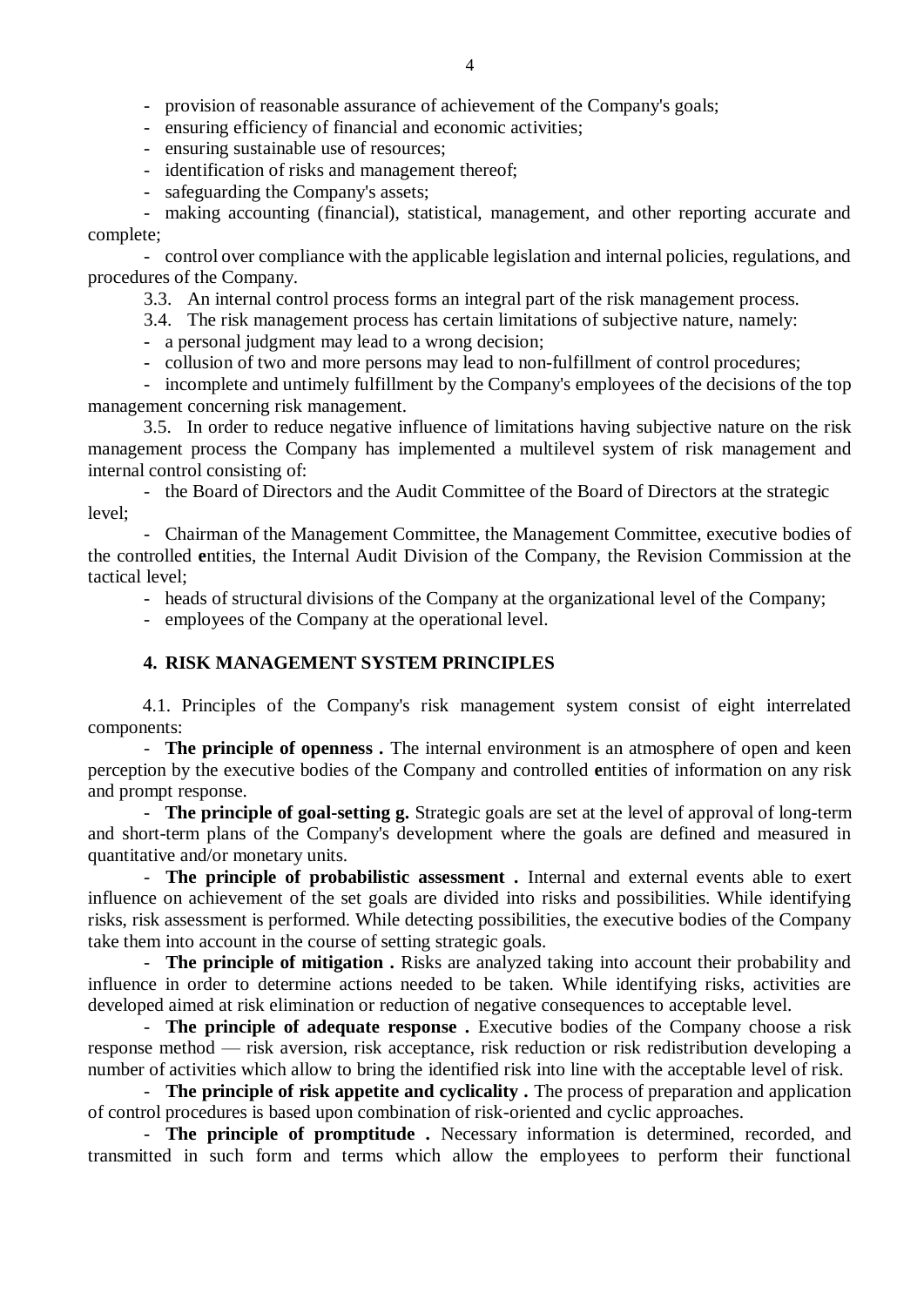- provision of reasonable assurance of achievement of the Company's goals;
- ensuring efficiency of financial and economic activities;
- ensuring sustainable use of resources;
- identification of risks and management thereof;
- safeguarding the Company's assets;
- making accounting (financial), statistical, management, and other reporting accurate and complete;
- control over compliance with the applicable legislation and internal policies, regulations, and procedures of the Company.

3.3. An internal control process forms an integral part of the risk management process.

3.4. The risk management process has certain limitations of subjective nature, namely:

- a personal judgment may lead to a wrong decision;
- collusion of two and more persons may lead to non-fulfillment of control procedures;
- incomplete and untimely fulfillment by the Company's employees of the decisions of the top management concerning risk management.

3.5. In order to reduce negative influence of limitations having subjective nature on the risk management process the Company has implemented a multilevel system of risk management and internal control consisting of:

- the Board of Directors and the Audit Committee of the Board of Directors at the strategic level;
- Chairman of the Management Committee, the Management Committee, executive bodies of the controlled entities, the Internal Audit Division of the Company, the Revision Commission at the tactical level;
- heads of structural divisions of the Company at the organizational level of the Company;
- employees of the Company at the operational level.

## 4. RISK MANAGEMENT SYSTEM PRINCIPLES

4.1. Principles of the Company's risk management system consist of eight interrelated components:

- **The principle of openness .** The internal environment is an atmosphere of open and keen perception by the executive bodies of the Company and controlled entities of information on any risk and prompt response.
- **The principle of goal-setting g.** Strategic goals are set at the level of approval of long-term and short-term plans of the Company's development where the goals are defined and measured in quantitative and/or monetary units.
- **The principle of probabilistic assessment .** Internal and external events able to exert influence on achievement of the set goals are divided into risks and possibilities. While identifying risks, risk assessment is performed. While detecting possibilities, the executive bodies of the Company take them into account in the course of setting strategic goals.
- **The principle of mitigation .** Risks are analyzed taking into account their probability and influence in order to determine actions needed to be taken. While identifying risks, activities are developed aimed at risk elimination or reduction of negative consequences to acceptable level.
- **The principle of adequate response .** Executive bodies of the Company choose a risk response method — risk aversion, risk acceptance, risk reduction or risk redistribution developing a number of activities which allow to bring the identified risk into line with the acceptable level of risk.
- **The principle of risk appetite and cyclicality .** The process of preparation and application of control procedures is based upon combination of risk-oriented and cyclic approaches.
- **The principle of promptitude .** Necessary information is determined, recorded, and transmitted in such form and terms which allow the employees to perform their functional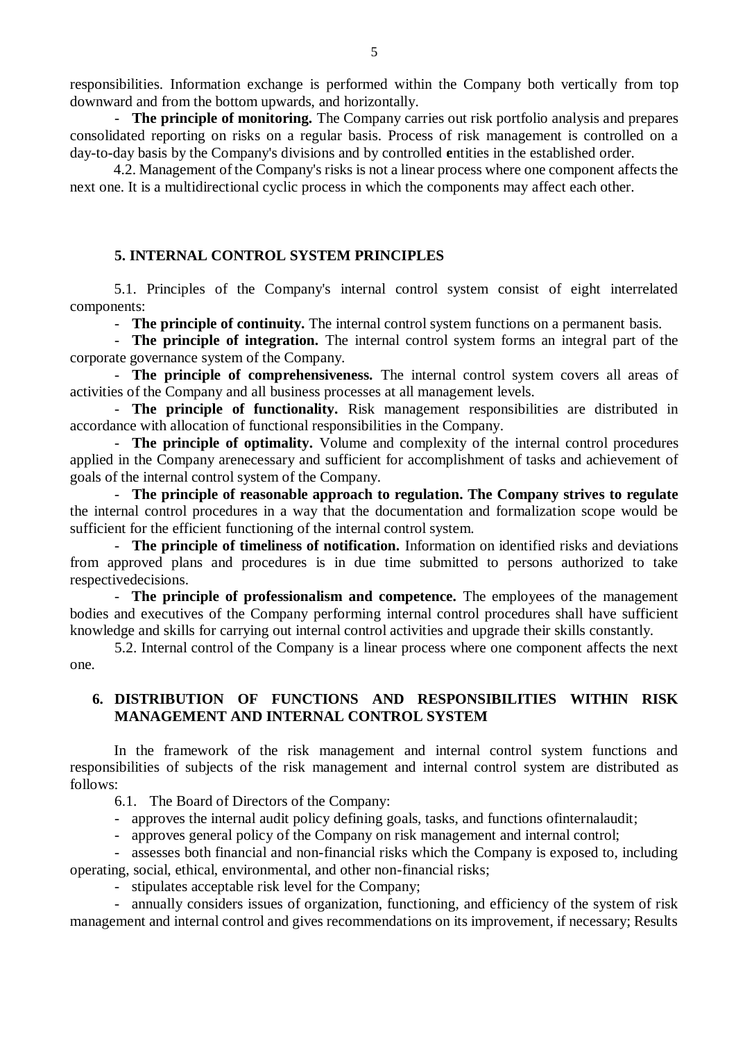responsibilities. Information exchange is performed within the Company both vertically from top downward and from the bottom upwards, and horizontally.

- **The principle of monitoring.** The Company carries out risk portfolio analysis and prepares consolidated reporting on risks on a regular basis. Process of risk management is controlled on a day-to-day basis by the Company's divisions and by controlled **e**ntities in the established order.

4.2. Management of the Company's risks is not a linear process where one component affects the next one. It is a multidirectional cyclic process in which the components may affect each other.

## 5. INTERNAL CONTROL SYSTEM PRINCIPLES

5.1. Principles of the Company's internal control system consist of eight interrelated components:

- **The principle of continuity.** The internal control system functions on a permanent basis.
- **The principle of integration.** The internal control system forms an integral part of the corporate governance system of the Company.
- **The principle of comprehensiveness.** The internal control system covers all areas of activities of the Company and all business processes at all management levels.
- **The principle of functionality.** Risk management responsibilities are distributed in accordance with allocation of functional responsibilities in the Company.
- **The principle of optimality.** Volume and complexity of the internal control procedures applied in the Company arenecessary and sufficient for accomplishment of tasks and achievement of goals of the internal control system of the Company.
- **The principle of reasonable approach to regulation. The Company strives to regulate** the internal control procedures in a way that the documentation and formalization scope would be sufficient for the efficient functioning of the internal control system.
- **The principle of timeliness of notification.** Information on identified risks and deviations from approved plans and procedures is in due time submitted to persons authorized to take respectivedecisions.
- **The principle of professionalism and competence.** The employees of the management bodies and executives of the Company performing internal control procedures shall have sufficient knowledge and skills for carrying out internal control activities and upgrade their skills constantly.

5.2. Internal control of the Company is a linear process where one component affects the next one.

## 6. DISTRIBUTION OF FUNCTIONS AND RESPONSIBILITIES WITHIN RISK MANAGEMENT AND INTERNAL CONTROL SYSTEM

In the framework of the risk management and internal control system functions and responsibilities of subjects of the risk management and internal control system are distributed as follows:

6.1. The Board of Directors of the Company:

- approves the internal audit policy defining goals, tasks, and functions ofinternalaudit;
- approves general policy of the Company on risk management and internal control;
- assesses both financial and non-financial risks which the Company is exposed to, including operating, social, ethical, environmental, and other non-financial risks;
- stipulates acceptable risk level for the Company;
- annually considers issues of organization, functioning, and efficiency of the system of risk management and internal control and gives recommendations on its improvement, if necessary; Results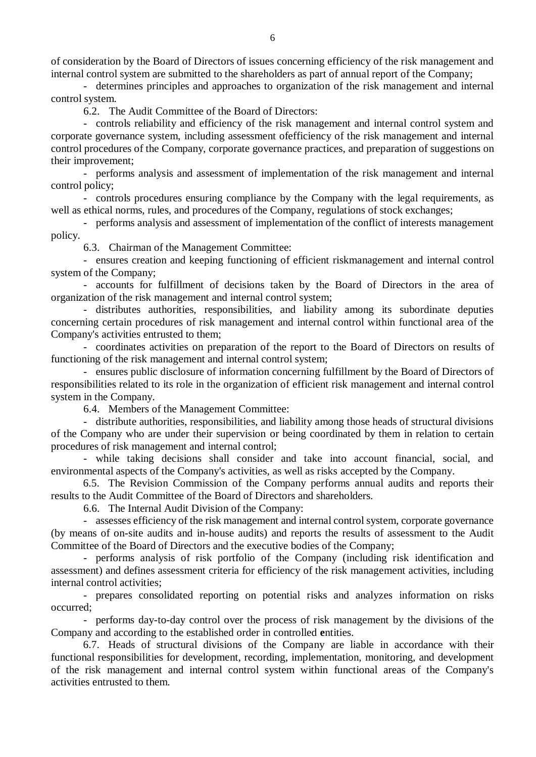of consideration by the Board of Directors of issues concerning efficiency of the risk management and internal control system are submitted to the shareholders as part of annual report of the Company;

- determines principles and approaches to organization of the risk management and internal control system.

6.2. The Audit Committee of the Board of Directors:

- controls reliability and efficiency of the risk management and internal control system and corporate governance system, including assessment ofefficiency of the risk management and internal control procedures of the Company, corporate governance practices, and preparation of suggestions on their improvement;
- performs analysis and assessment of implementation of the risk management and internal control policy;
- controls procedures ensuring compliance by the Company with the legal requirements, as well as ethical norms, rules, and procedures of the Company, regulations of stock exchanges;
- performs analysis and assessment of implementation of the conflict of interests management policy.

6.3. Chairman of the Management Committee:

- ensures creation and keeping functioning of efficient riskmanagement and internal control system of the Company;
- accounts for fulfillment of decisions taken by the Board of Directors in the area of organization of the risk management and internal control system;
- distributes authorities, responsibilities, and liability among its subordinate deputies concerning certain procedures of risk management and internal control within functional area of the Company's activities entrusted to them;
- coordinates activities on preparation of the report to the Board of Directors on results of functioning of the risk management and internal control system;
- ensures public disclosure of information concerning fulfillment by the Board of Directors of responsibilities related to its role in the organization of efficient risk management and internal control system in the Company.

6.4. Members of the Management Committee:

- distribute authorities, responsibilities, and liability among those heads of structural divisions of the Company who are under their supervision or being coordinated by them in relation to certain procedures of risk management and internal control;
- while taking decisions shall consider and take into account financial, social, and environmental aspects of the Company's activities, as well as risks accepted by the Company.

6.5. The Revision Commission of the Company performs annual audits and reports their results to the Audit Committee of the Board of Directors and shareholders.

6.6. The Internal Audit Division of the Company:

- assesses efficiency of the risk management and internal control system, corporate governance (by means of on-site audits and in-house audits) and reports the results of assessment to the Audit Committee of the Board of Directors and the executive bodies of the Company;
- performs analysis of risk portfolio of the Company (including risk identification and assessment) and defines assessment criteria for efficiency of the risk management activities, including internal control activities;
- prepares consolidated reporting on potential risks and analyzes information on risks occurred;
- performs day-to-day control over the process of risk management by the divisions of the Company and according to the established order in controlled entities.

6.7. Heads of structural divisions of the Company are liable in accordance with their functional responsibilities for development, recording, implementation, monitoring, and development of the risk management and internal control system within functional areas of the Company's activities entrusted to them.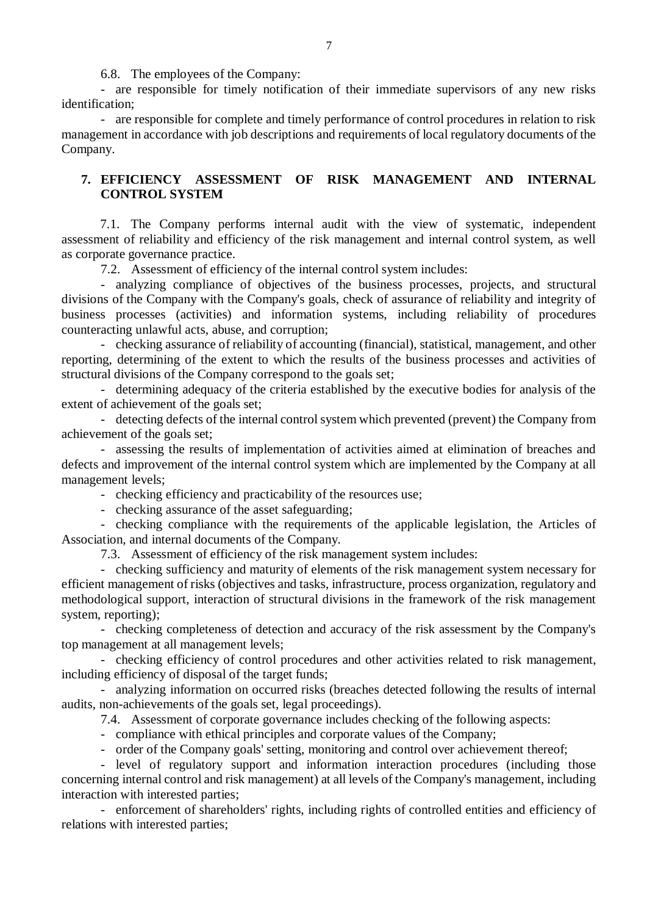6.8. The employees of the Company:

- are responsible for timely notification of their immediate supervisors of any new risks identification;
- are responsible for complete and timely performance of control procedures in relation to risk management in accordance with job descriptions and requirements of local regulatory documents of the Company.

## 7. EFFICIENCY ASSESSMENT OF RISK MANAGEMENT AND INTERNAL CONTROL SYSTEM

7.1. The Company performs internal audit with the view of systematic, independent assessment of reliability and efficiency of the risk management and internal control system, as well as corporate governance practice.

7.2. Assessment of efficiency of the internal control system includes:

- analyzing compliance of objectives of the business processes, projects, and structural divisions of the Company with the Company's goals, check of assurance of reliability and integrity of business processes (activities) and information systems, including reliability of procedures counteracting unlawful acts, abuse, and corruption;
- checking assurance of reliability of accounting (financial), statistical, management, and other reporting, determining of the extent to which the results of the business processes and activities of structural divisions of the Company correspond to the goals set;
- determining adequacy of the criteria established by the executive bodies for analysis of the extent of achievement of the goals set;
- detecting defects of the internal control system which prevented (prevent) the Company from achievement of the goals set;
- assessing the results of implementation of activities aimed at elimination of breaches and defects and improvement of the internal control system which are implemented by the Company at all management levels;
- checking efficiency and practicability of the resources use;
- checking assurance of the asset safeguarding;
- checking compliance with the requirements of the applicable legislation, the Articles of Association, and internal documents of the Company.

7.3. Assessment of efficiency of the risk management system includes:

- checking sufficiency and maturity of elements of the risk management system necessary for efficient management of risks (objectives and tasks, infrastructure, process organization, regulatory and methodological support, interaction of structural divisions in the framework of the risk management system, reporting);
- checking completeness of detection and accuracy of the risk assessment by the Company's top management at all management levels;
- checking efficiency of control procedures and other activities related to risk management, including efficiency of disposal of the target funds;
- analyzing information on occurred risks (breaches detected following the results of internal audits, non-achievements of the goals set, legal proceedings).

7.4. Assessment of corporate governance includes checking of the following aspects:

- compliance with ethical principles and corporate values of the Company;
- order of the Company goals' setting, monitoring and control over achievement thereof;
- level of regulatory support and information interaction procedures (including those concerning internal control and risk management) at all levels of the Company's management, including interaction with interested parties;
- enforcement of shareholders' rights, including rights of controlled entities and efficiency of relations with interested parties;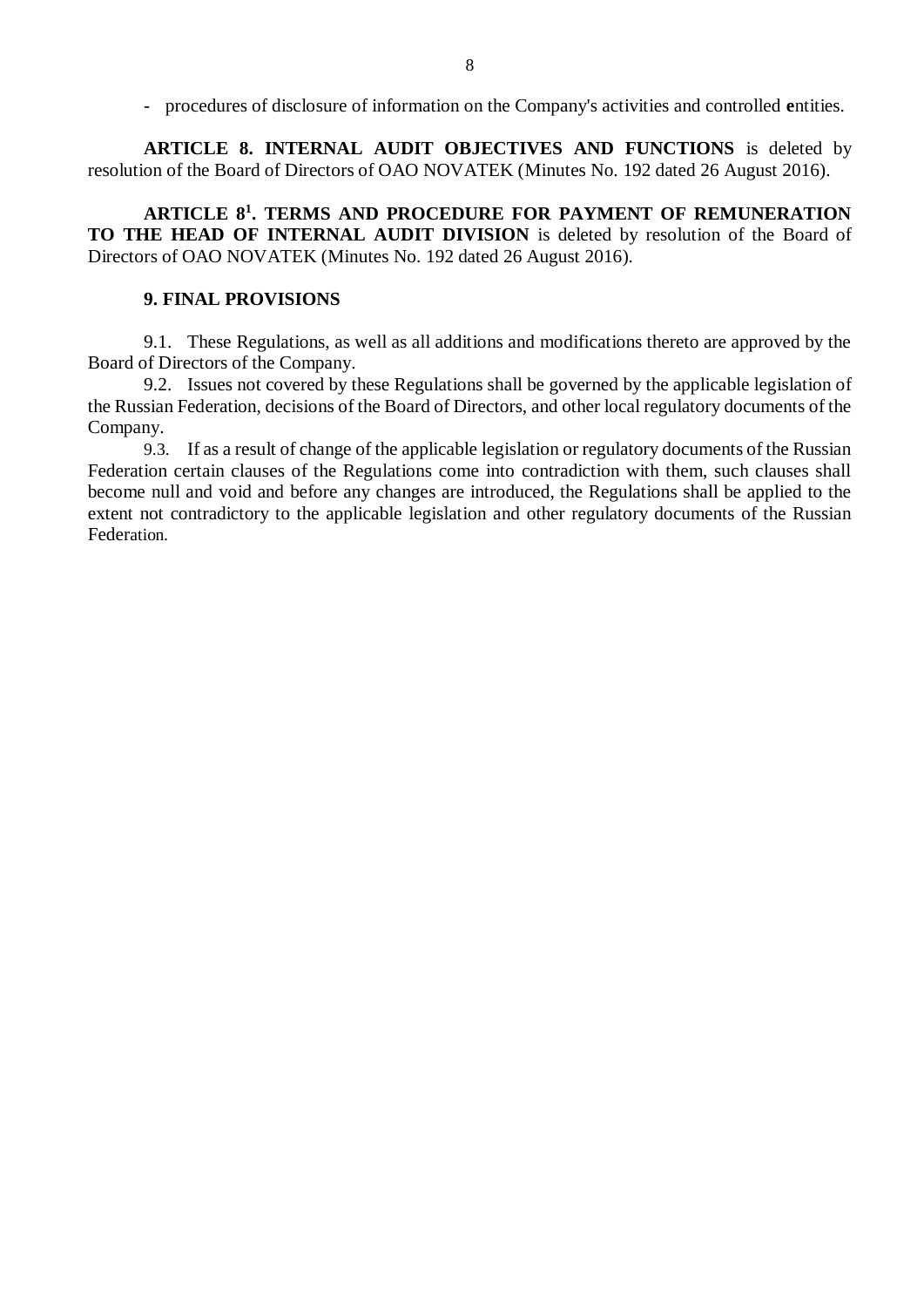- procedures of disclosure of information on the Company's activities and controlled **e**ntities.

**ARTICLE 8. INTERNAL AUDIT OBJECTIVES AND FUNCTIONS** is deleted by resolution of the Board of Directors of OAO NOVATEK (Minutes No. 192 dated 26 August 2016).

**ARTICLE 8[1]. TERMS AND PROCEDURE FOR PAYMENT OF REMUNERATION TO THE HEAD OF INTERNAL AUDIT DIVISION** is deleted by resolution of the Board of Directors of OAO NOVATEK (Minutes No. 192 dated 26 August 2016).

## 9. FINAL PROVISIONS

9.1. These Regulations, as well as all additions and modifications thereto are approved by the Board of Directors of the Company.

9.2. Issues not covered by these Regulations shall be governed by the applicable legislation of the Russian Federation, decisions of the Board of Directors, and other local regulatory documents of the Company.

9.3. If as a result of change of the applicable legislation or regulatory documents of the Russian Federation certain clauses of the Regulations come into contradiction with them, such clauses shall become null and void and before any changes are introduced, the Regulations shall be applied to the extent not contradictory to the applicable legislation and other regulatory documents of the Russian Federation.